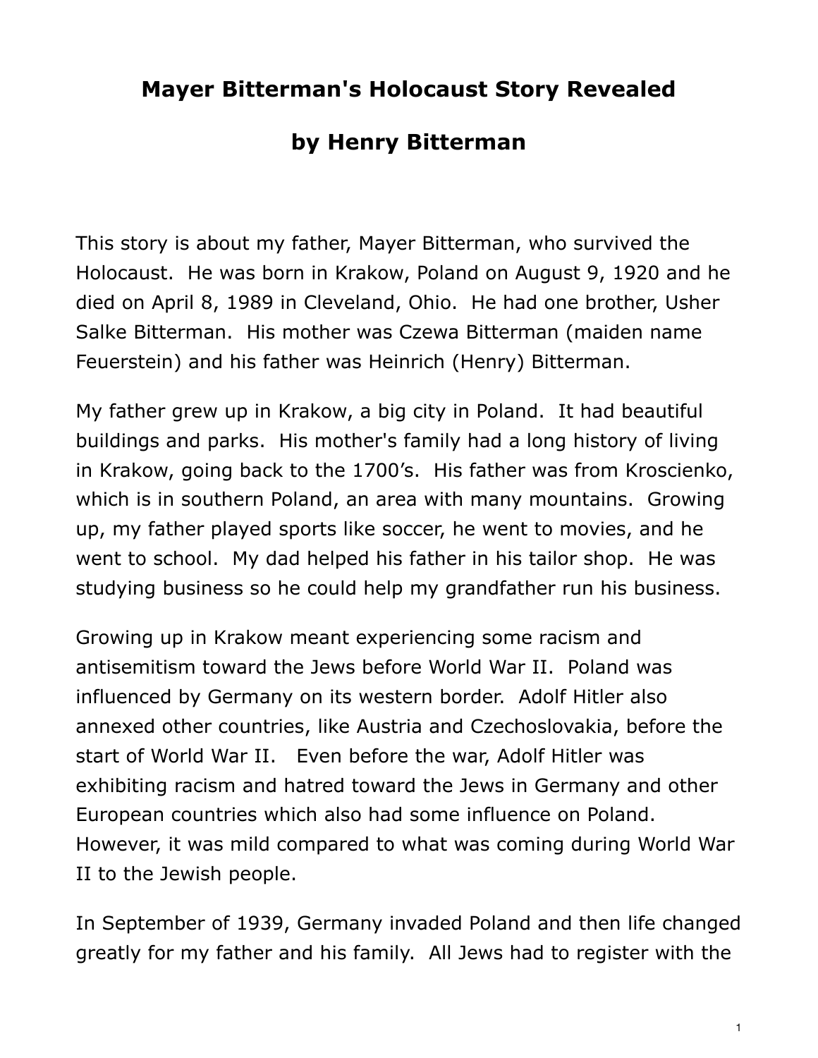# Mayer Bitterman's Holocaust Story Revealed

## by Henry Bitterman

This story is about my father, Mayer Bitterman, who survived the Holocaust. He was born in Krakow, Poland on August 9, 1920 and he died on April 8, 1989 in Cleveland, Ohio. He had one brother, Usher Salke Bitterman. His mother was Czewa Bitterman (maiden name Feuerstein) and his father was Heinrich (Henry) Bitterman.

My father grew up in Krakow, a big city in Poland. It had beautiful buildings and parks. His mother's family had a long history of living in Krakow, going back to the 1700's. His father was from Kroscienko, which is in southern Poland, an area with many mountains. Growing up, my father played sports like soccer, he went to movies, and he went to school. My dad helped his father in his tailor shop. He was studying business so he could help my grandfather run his business.

Growing up in Krakow meant experiencing some racism and antisemitism toward the Jews before World War II. Poland was influenced by Germany on its western border. Adolf Hitler also annexed other countries, like Austria and Czechoslovakia, before the start of World War II. Even before the war, Adolf Hitler was exhibiting racism and hatred toward the Jews in Germany and other European countries which also had some influence on Poland. However, it was mild compared to what was coming during World War II to the Jewish people.

In September of 1939, Germany invaded Poland and then life changed greatly for my father and his family. All Jews had to register with the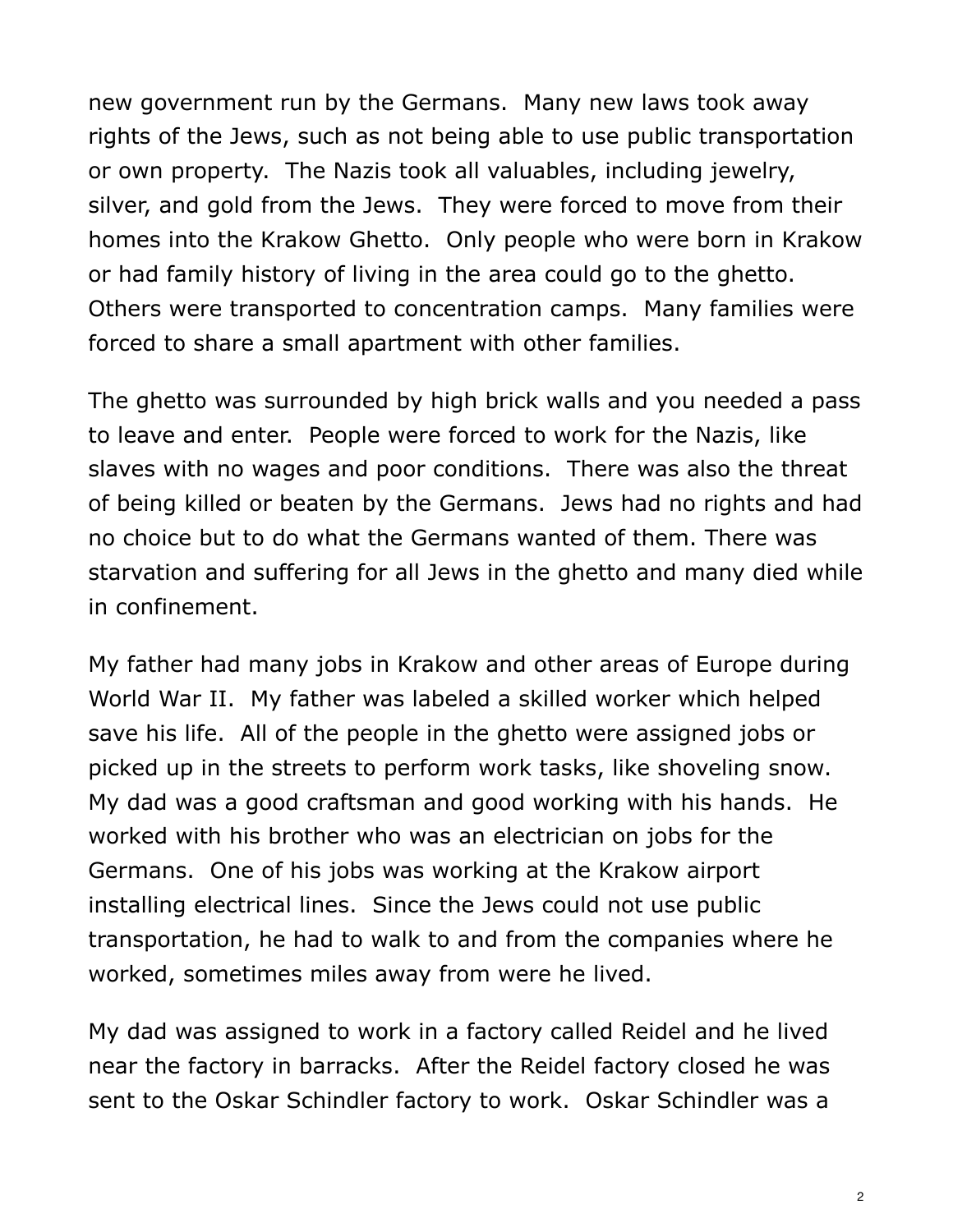new government run by the Germans. Many new laws took away rights of the Jews, such as not being able to use public transportation or own property. The Nazis took all valuables, including jewelry, silver, and gold from the Jews. They were forced to move from their homes into the Krakow Ghetto. Only people who were born in Krakow or had family history of living in the area could go to the ghetto. Others were transported to concentration camps. Many families were forced to share a small apartment with other families.

The ghetto was surrounded by high brick walls and you needed a pass to leave and enter. People were forced to work for the Nazis, like slaves with no wages and poor conditions. There was also the threat of being killed or beaten by the Germans. Jews had no rights and had no choice but to do what the Germans wanted of them. There was starvation and suffering for all Jews in the ghetto and many died while in confinement.

My father had many jobs in Krakow and other areas of Europe during World War II. My father was labeled a skilled worker which helped save his life. All of the people in the ghetto were assigned jobs or picked up in the streets to perform work tasks, like shoveling snow. My dad was a good craftsman and good working with his hands. He worked with his brother who was an electrician on jobs for the Germans. One of his jobs was working at the Krakow airport installing electrical lines. Since the Jews could not use public transportation, he had to walk to and from the companies where he worked, sometimes miles away from were he lived.

My dad was assigned to work in a factory called Reidel and he lived near the factory in barracks. After the Reidel factory closed he was sent to the Oskar Schindler factory to work. Oskar Schindler was a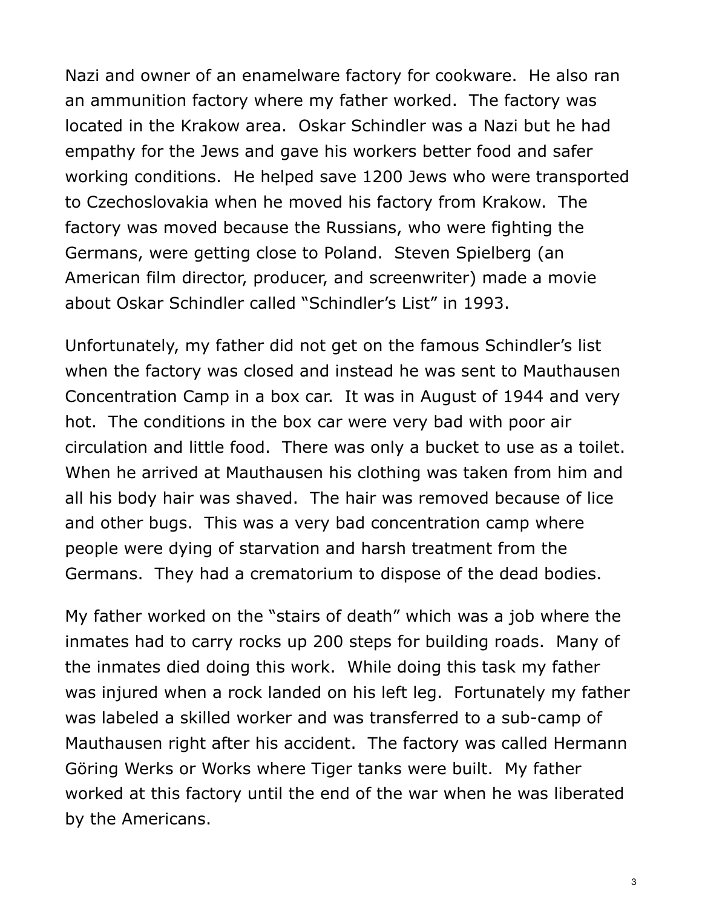Nazi and owner of an enamelware factory for cookware. He also ran an ammunition factory where my father worked. The factory was located in the Krakow area. Oskar Schindler was a Nazi but he had empathy for the Jews and gave his workers better food and safer working conditions. He helped save 1200 Jews who were transported to Czechoslovakia when he moved his factory from Krakow. The factory was moved because the Russians, who were fighting the Germans, were getting close to Poland. Steven Spielberg (an American film director, producer, and screenwriter) made a movie about Oskar Schindler called "Schindler's List" in 1993.

Unfortunately, my father did not get on the famous Schindler's list when the factory was closed and instead he was sent to Mauthausen Concentration Camp in a box car. It was in August of 1944 and very hot. The conditions in the box car were very bad with poor air circulation and little food. There was only a bucket to use as a toilet. When he arrived at Mauthausen his clothing was taken from him and all his body hair was shaved. The hair was removed because of lice and other bugs. This was a very bad concentration camp where people were dying of starvation and harsh treatment from the Germans. They had a crematorium to dispose of the dead bodies.

My father worked on the "stairs of death" which was a job where the inmates had to carry rocks up 200 steps for building roads. Many of the inmates died doing this work. While doing this task my father was injured when a rock landed on his left leg. Fortunately my father was labeled a skilled worker and was transferred to a sub-camp of Mauthausen right after his accident. The factory was called Hermann Göring Werks or Works where Tiger tanks were built. My father worked at this factory until the end of the war when he was liberated by the Americans.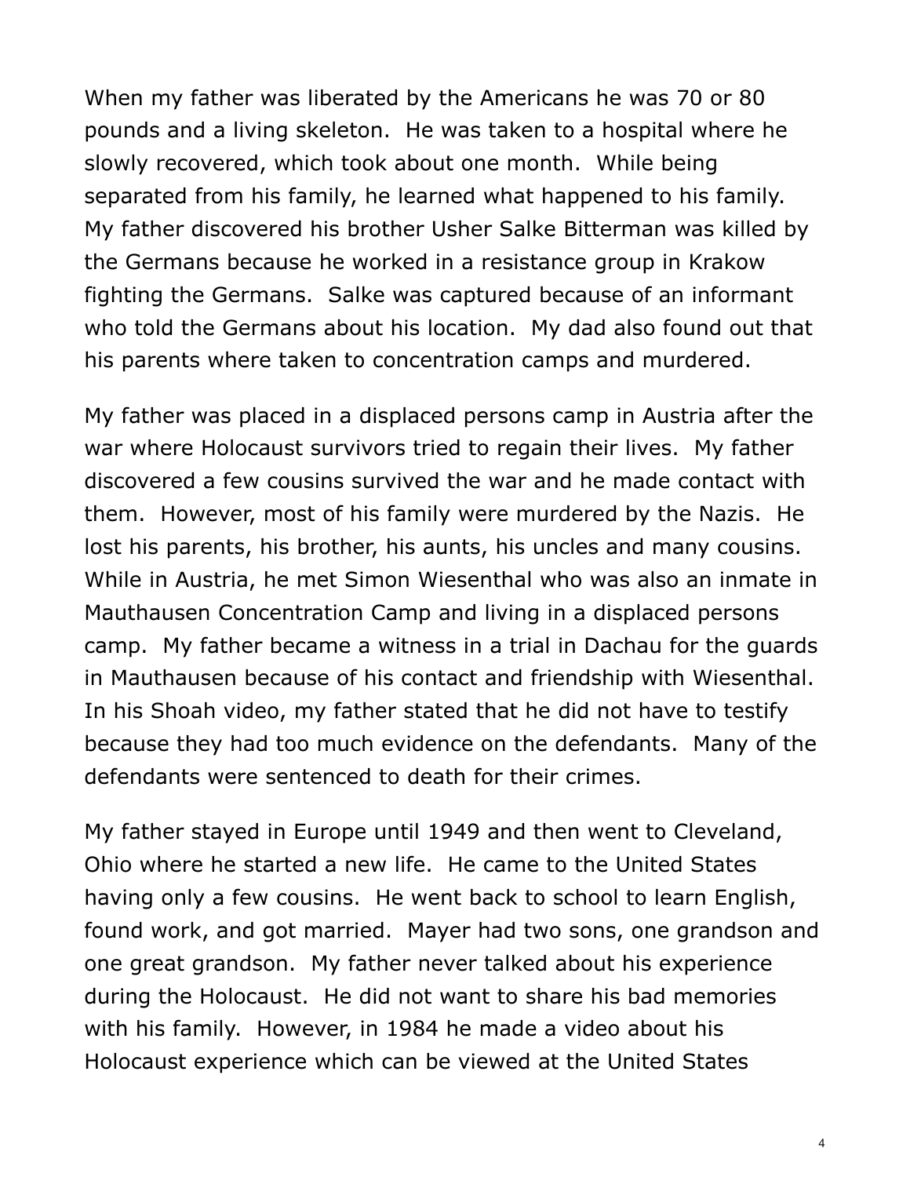When my father was liberated by the Americans he was 70 or 80 pounds and a living skeleton. He was taken to a hospital where he slowly recovered, which took about one month. While being separated from his family, he learned what happened to his family. My father discovered his brother Usher Salke Bitterman was killed by the Germans because he worked in a resistance group in Krakow fighting the Germans. Salke was captured because of an informant who told the Germans about his location. My dad also found out that his parents where taken to concentration camps and murdered.

My father was placed in a displaced persons camp in Austria after the war where Holocaust survivors tried to regain their lives. My father discovered a few cousins survived the war and he made contact with them. However, most of his family were murdered by the Nazis. He lost his parents, his brother, his aunts, his uncles and many cousins. While in Austria, he met Simon Wiesenthal who was also an inmate in Mauthausen Concentration Camp and living in a displaced persons camp. My father became a witness in a trial in Dachau for the guards in Mauthausen because of his contact and friendship with Wiesenthal. In his Shoah video, my father stated that he did not have to testify because they had too much evidence on the defendants. Many of the defendants were sentenced to death for their crimes.

My father stayed in Europe until 1949 and then went to Cleveland, Ohio where he started a new life. He came to the United States having only a few cousins. He went back to school to learn English, found work, and got married. Mayer had two sons, one grandson and one great grandson. My father never talked about his experience during the Holocaust. He did not want to share his bad memories with his family. However, in 1984 he made a video about his Holocaust experience which can be viewed at the United States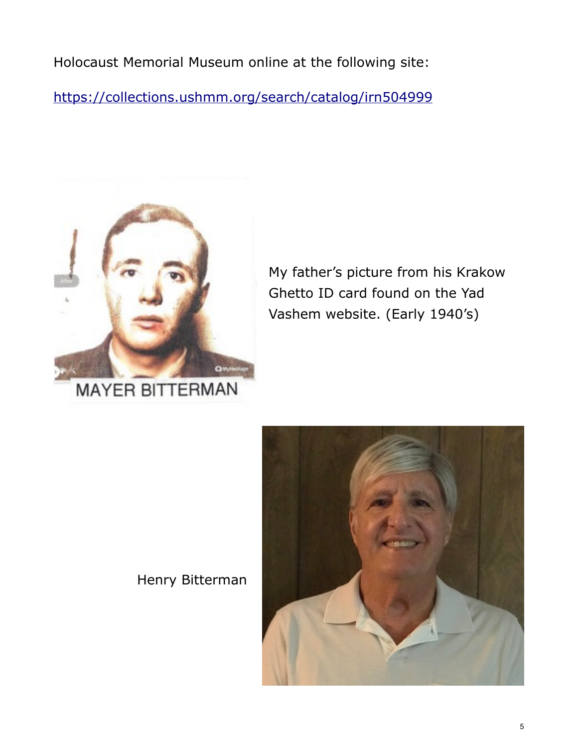Holocaust Memorial Museum online at the following site:

https://collections.ushmm.org/search/catalog/irn504999

MAYER BITTERMAN

My father's picture from his Krakow Ghetto ID card found on the Yad Vashem website. (Early 1940's)

Henry Bitterman